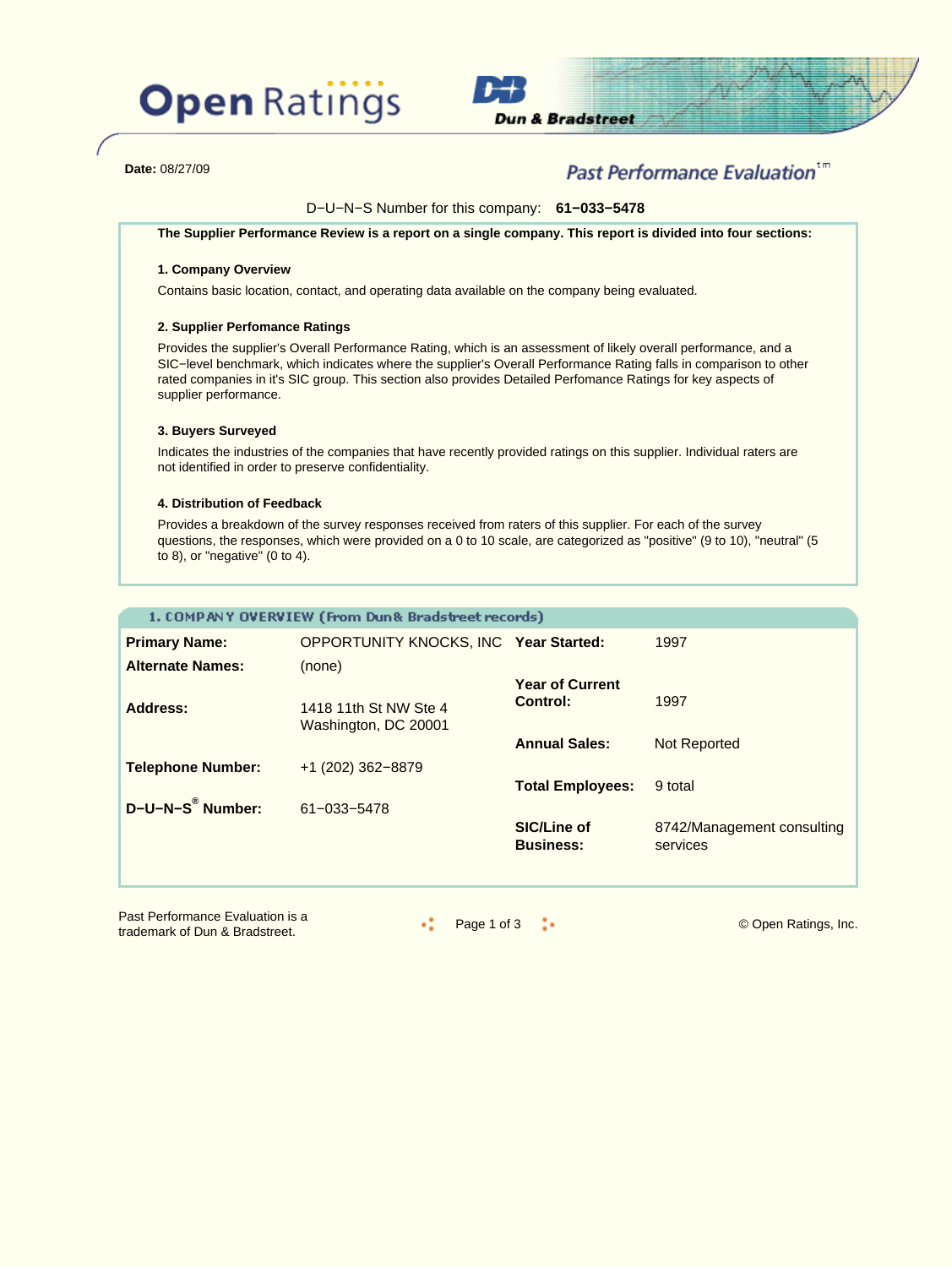Open Ratings

Dun & Bradstreet

**Date:** 08/27/09

*Past Performance Evaluation*™

D−U−N−S Number for this company: **61−033−5478**

**The Supplier Performance Review is a report on a single company. This report is divided into four sections:**

**1. Company Overview**

Contains basic location, contact, and operating data available on the company being evaluated.

**2. Supplier Perfomance Ratings**

Provides the supplier's Overall Performance Rating, which is an assessment of likely overall performance, and a SIC−level benchmark, which indicates where the supplier's Overall Performance Rating falls in comparison to other rated companies in it's SIC group. This section also provides Detailed Perfomance Ratings for key aspects of supplier performance.

**3. Buyers Surveyed**

Indicates the industries of the companies that have recently provided ratings on this supplier. Individual raters are not identified in order to preserve confidentiality.

**4. Distribution of Feedback**

Provides a breakdown of the survey responses received from raters of this supplier. For each of the survey questions, the responses, which were provided on a 0 to 10 scale, are categorized as "positive" (9 to 10), "neutral" (5 to 8), or "negative" (0 to 4).

## 1. COMPANY OVERVIEW (From Dun & Bradstreet records)

| | | | |
|---|---|---|---|
| **Primary Name:** | OPPORTUNITY KNOCKS, INC | **Year Started:** | 1997 |
| **Alternate Names:** | (none) | **Year of Current Control:** | 1997 |
| **Address:** | 1418 11th St NW Ste 4<br>Washington, DC 20001 | **Annual Sales:** | Not Reported |
| **Telephone Number:** | +1 (202) 362−8879 | **Total Employees:** | 9 total |
| **D−U−N−S® Number:** | 61−033−5478 | **SIC/Line of Business:** | 8742/Management consulting services |

Past Performance Evaluation is a trademark of Dun & Bradstreet.

© Open Ratings, Inc.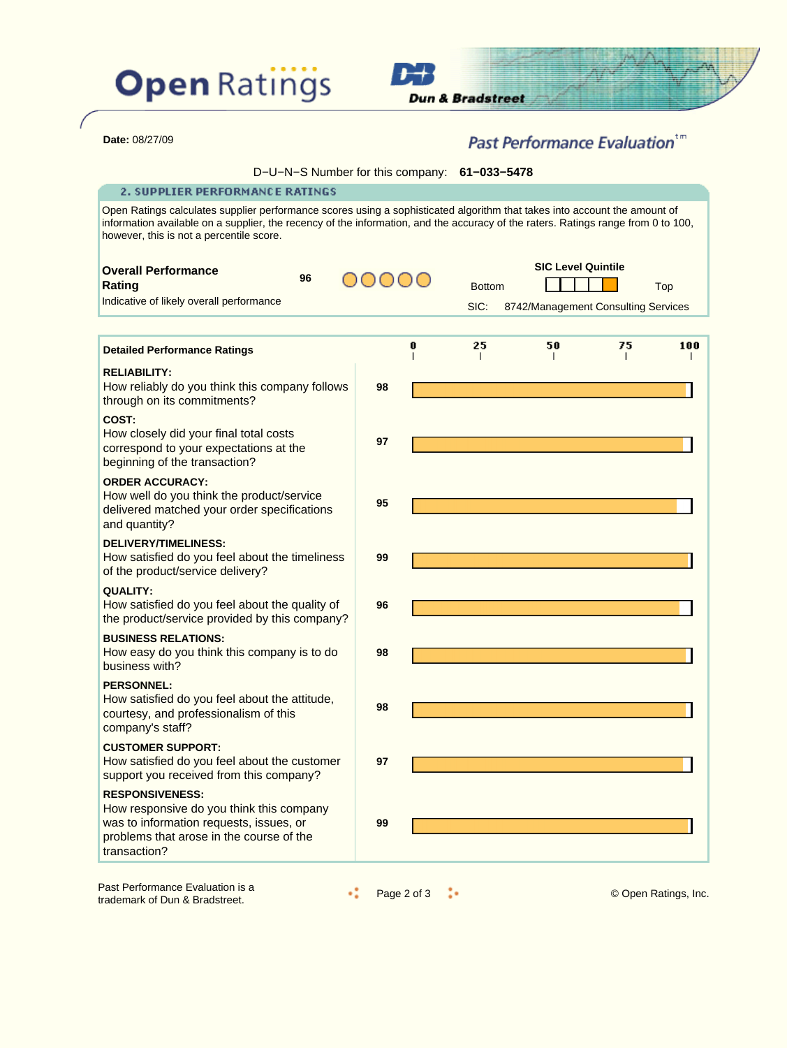**Open Ratings** — Dun & Bradstreet

**Date:** 08/27/09

*Past Performance Evaluation™*

D-U-N-S Number for this company: **61-033-5478**

## 2. SUPPLIER PERFORMANCE RATINGS

Open Ratings calculates supplier performance scores using a sophisticated algorithm that takes into account the amount of information available on a supplier, the recency of the information, and the accuracy of the raters. Ratings range from 0 to 100, however, this is not a percentile score.

**Overall Performance Rating** — **96**
Indicative of likely overall performance

**SIC Level Quintile:** Bottom ☐☐☐☐■ Top

SIC: 8742/Management Consulting Services

### Detailed Performance Ratings

| Category | Question | Rating |
|---|---|---|
| **RELIABILITY:** | How reliably do you think this company follows through on its commitments? | 98 |
| **COST:** | How closely did your final total costs correspond to your expectations at the beginning of the transaction? | 97 |
| **ORDER ACCURACY:** | How well do you think the product/service delivered matched your order specifications and quantity? | 95 |
| **DELIVERY/TIMELINESS:** | How satisfied do you feel about the timeliness of the product/service delivery? | 99 |
| **QUALITY:** | How satisfied do you feel about the quality of the product/service provided by this company? | 96 |
| **BUSINESS RELATIONS:** | How easy do you think this company is to do business with? | 98 |
| **PERSONNEL:** | How satisfied do you feel about the attitude, courtesy, and professionalism of this company's staff? | 98 |
| **CUSTOMER SUPPORT:** | How satisfied do you feel about the customer support you received from this company? | 97 |
| **RESPONSIVENESS:** | How responsive do you think this company was to information requests, issues, or problems that arose in the course of the transaction? | 99 |

Past Performance Evaluation is a trademark of Dun & Bradstreet.

© Open Ratings, Inc.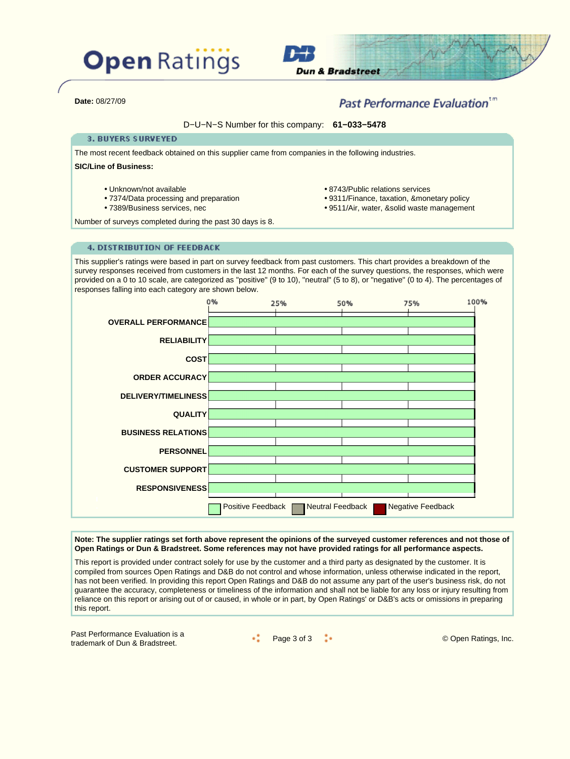**Date:** 08/27/09

*Past Performance Evaluation*™

D-U-N-S Number for this company: **61-033-5478**

## 3. BUYERS SURVEYED

The most recent feedback obtained on this supplier came from companies in the following industries.

**SIC/Line of Business:**

- Unknown/not available
- 7374/Data processing and preparation
- 7389/Business services, nec
- 8743/Public relations services
- 9311/Finance, taxation, &monetary policy
- 9511/Air, water, &solid waste management

Number of surveys completed during the past 30 days is 8.

## 4. DISTRIBUTION OF FEEDBACK

This supplier's ratings were based in part on survey feedback from past customers. This chart provides a breakdown of the survey responses received from customers in the last 12 months. For each of the survey questions, the responses, which were provided on a 0 to 10 scale, are categorized as "positive" (9 to 10), "neutral" (5 to 8), or "negative" (0 to 4). The percentages of responses falling into each category are shown below.

0%
25%
50%
75%
100%

OVERALL PERFORMANCE
RELIABILITY
COST
ORDER ACCURACY
DELIVERY/TIMELINESS
QUALITY
BUSINESS RELATIONS
PERSONNEL
CUSTOMER SUPPORT
RESPONSIVENESS

Positive Feedback
Neutral Feedback
Negative Feedback

**Note: The supplier ratings set forth above represent the opinions of the surveyed customer references and not those of Open Ratings or Dun & Bradstreet. Some references may not have provided ratings for all performance aspects.**

This report is provided under contract solely for use by the customer and a third party as designated by the customer. It is compiled from sources Open Ratings and D&B do not control and whose information, unless otherwise indicated in the report, has not been verified. In providing this report Open Ratings and D&B do not assume any part of the user's business risk, do not guarantee the accuracy, completeness or timeliness of the information and shall not be liable for any loss or injury resulting from reliance on this report or arising out of or caused, in whole or in part, by Open Ratings' or D&B's acts or omissions in preparing this report.

Past Performance Evaluation is a trademark of Dun & Bradstreet.

© Open Ratings, Inc.